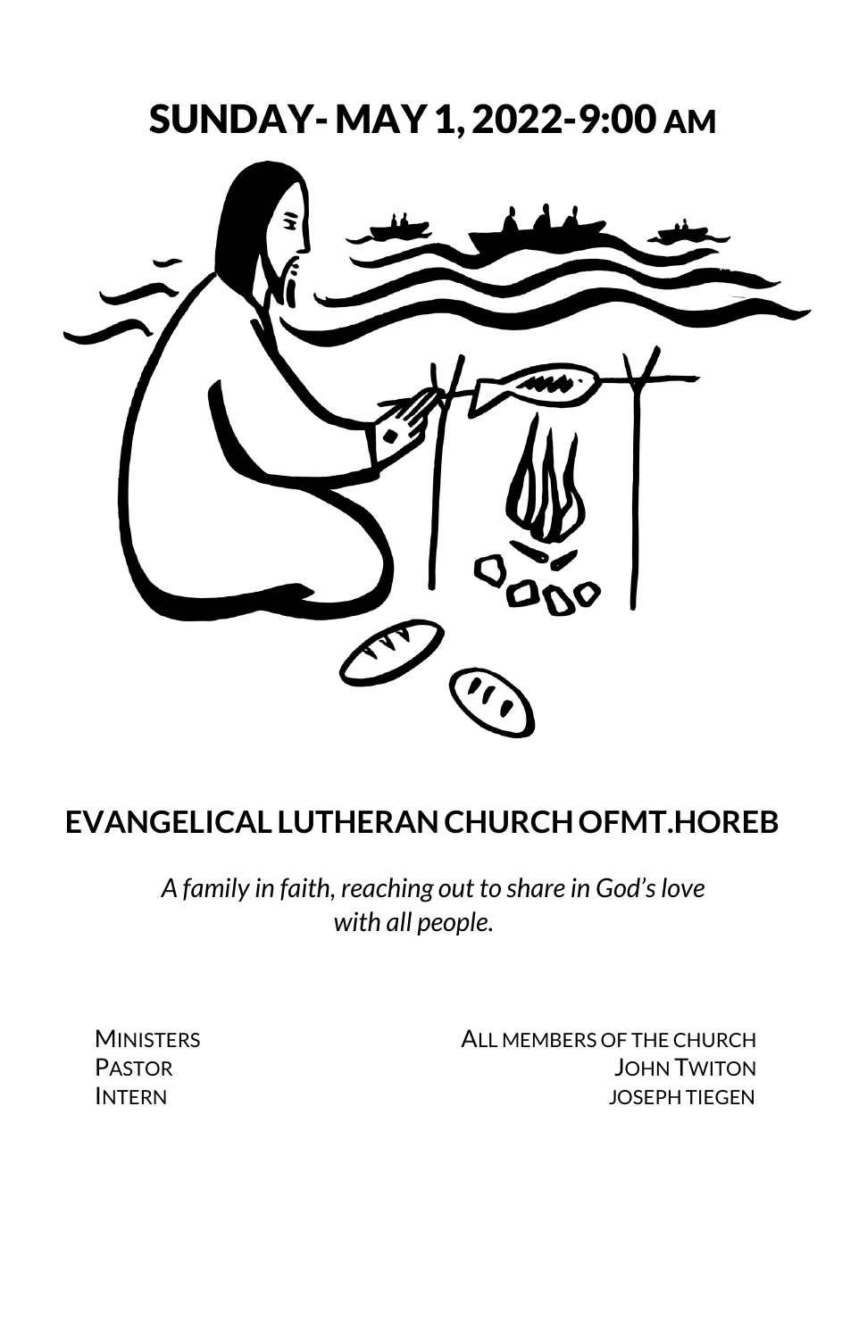# SUNDAY- MAY 1, 2022-9:00 AM

## EVANGELICAL LUTHERAN CHURCH OFMT.HOREB

*A family in faith, reaching out to share in God's love with all people.*

| | |
|---|---|
| MINISTERS | ALL MEMBERS OF THE CHURCH |
| PASTOR | JOHN TWITON |
| INTERN | JOSEPH TIEGEN |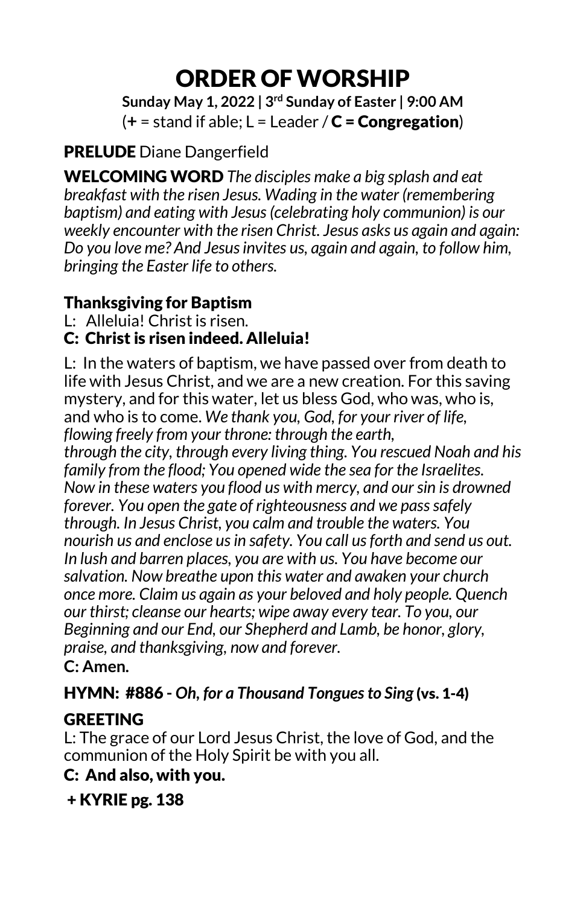# ORDER OF WORSHIP

**Sunday May 1, 2022 | 3rd Sunday of Easter | 9:00 AM**

(**+** = stand if able; L = Leader / **C = Congregation**)

**PRELUDE** Diane Dangerfield

**WELCOMING WORD** *The disciples make a big splash and eat breakfast with the risen Jesus. Wading in the water (remembering baptism) and eating with Jesus (celebrating holy communion) is our weekly encounter with the risen Christ. Jesus asks us again and again: Do you love me? And Jesus invites us, again and again, to follow him, bringing the Easter life to others.*

## Thanksgiving for Baptism

L: Alleluia! Christ is risen.

**C: Christ is risen indeed. Alleluia!**

L: In the waters of baptism, we have passed over from death to life with Jesus Christ, and we are a new creation. For this saving mystery, and for this water, let us bless God, who was, who is, and who is to come. *We thank you, God, for your river of life, flowing freely from your throne: through the earth, through the city, through every living thing. You rescued Noah and his family from the flood; You opened wide the sea for the Israelites. Now in these waters you flood us with mercy, and our sin is drowned forever. You open the gate of righteousness and we pass safely through. In Jesus Christ, you calm and trouble the waters. You nourish us and enclose us in safety. You call us forth and send us out. In lush and barren places, you are with us. You have become our salvation. Now breathe upon this water and awaken your church once more. Claim us again as your beloved and holy people. Quench our thirst; cleanse our hearts; wipe away every tear. To you, our Beginning and our End, our Shepherd and Lamb, be honor, glory, praise, and thanksgiving, now and forever.*

**C: Amen.**

**HYMN: #886 -** ***Oh, for a Thousand Tongues to Sing*** **(vs. 1-4)**

**GREETING**

L: The grace of our Lord Jesus Christ, the love of God, and the communion of the Holy Spirit be with you all.

**C: And also, with you.**

**+ KYRIE pg. 138**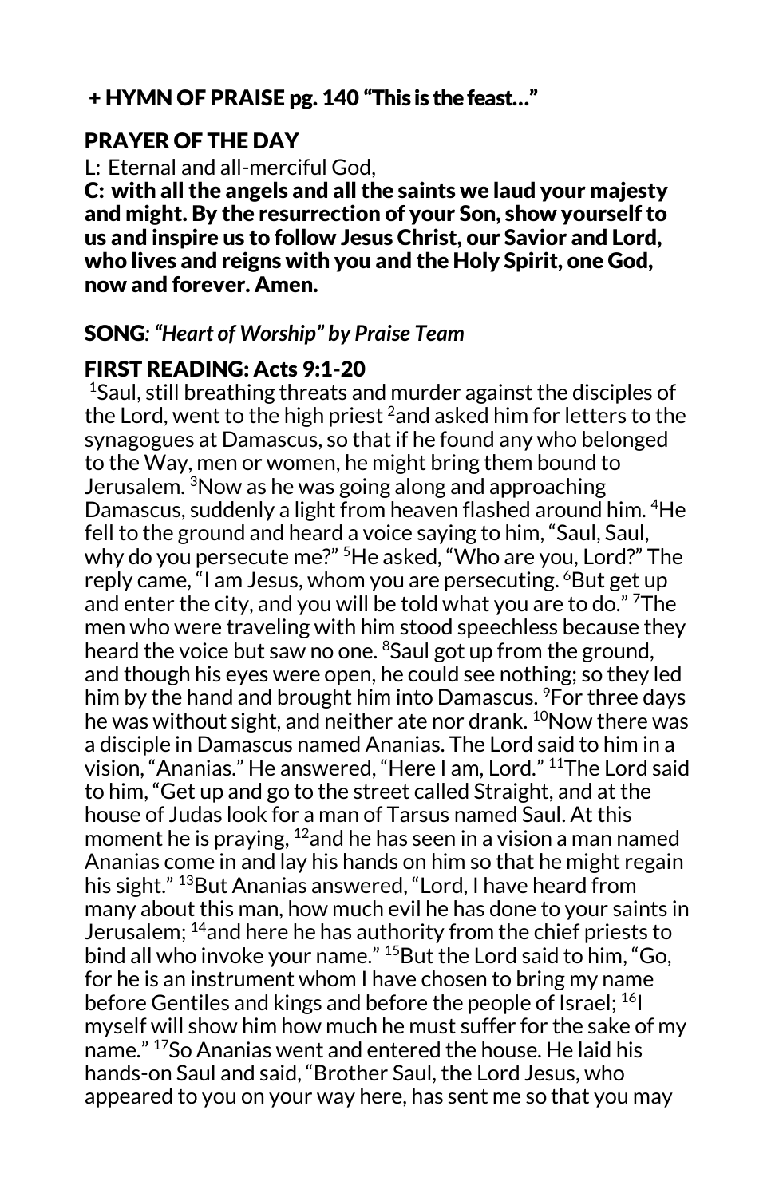## + HYMN OF PRAISE pg. 140 "This is the feast…"

## PRAYER OF THE DAY

L: Eternal and all-merciful God,

**C: with all the angels and all the saints we laud your majesty and might. By the resurrection of your Son, show yourself to us and inspire us to follow Jesus Christ, our Savior and Lord, who lives and reigns with you and the Holy Spirit, one God, now and forever. Amen.**

## SONG: *"Heart of Worship" by Praise Team*

## FIRST READING: Acts 9:1-20

[1]Saul, still breathing threats and murder against the disciples of the Lord, went to the high priest [2]and asked him for letters to the synagogues at Damascus, so that if he found any who belonged to the Way, men or women, he might bring them bound to Jerusalem. [3]Now as he was going along and approaching Damascus, suddenly a light from heaven flashed around him. [4]He fell to the ground and heard a voice saying to him, "Saul, Saul, why do you persecute me?" [5]He asked, "Who are you, Lord?" The reply came, "I am Jesus, whom you are persecuting. [6]But get up and enter the city, and you will be told what you are to do." [7]The men who were traveling with him stood speechless because they heard the voice but saw no one. [8]Saul got up from the ground, and though his eyes were open, he could see nothing; so they led him by the hand and brought him into Damascus. [9]For three days he was without sight, and neither ate nor drank. [10]Now there was a disciple in Damascus named Ananias. The Lord said to him in a vision, "Ananias." He answered, "Here I am, Lord." [11]The Lord said to him, "Get up and go to the street called Straight, and at the house of Judas look for a man of Tarsus named Saul. At this moment he is praying, [12]and he has seen in a vision a man named Ananias come in and lay his hands on him so that he might regain his sight." [13]But Ananias answered, "Lord, I have heard from many about this man, how much evil he has done to your saints in Jerusalem; [14]and here he has authority from the chief priests to bind all who invoke your name." [15]But the Lord said to him, "Go, for he is an instrument whom I have chosen to bring my name before Gentiles and kings and before the people of Israel; [16]I myself will show him how much he must suffer for the sake of my name." [17]So Ananias went and entered the house. He laid his hands-on Saul and said, "Brother Saul, the Lord Jesus, who appeared to you on your way here, has sent me so that you may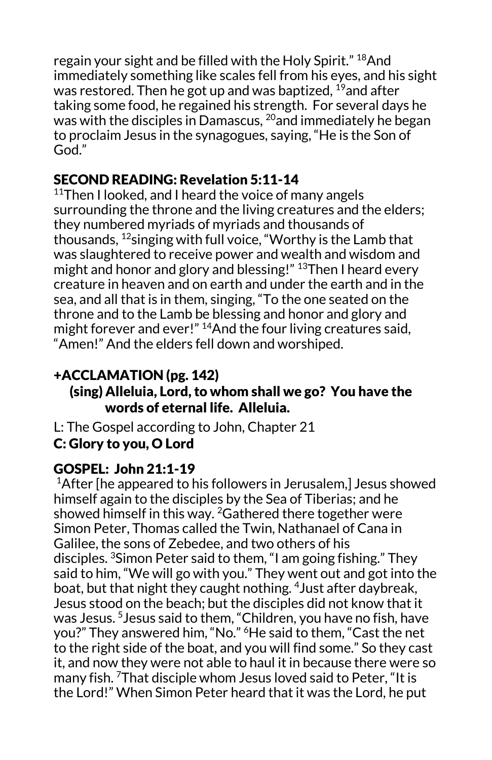regain your sight and be filled with the Holy Spirit." [18]And immediately something like scales fell from his eyes, and his sight was restored. Then he got up and was baptized, [19]and after taking some food, he regained his strength. For several days he was with the disciples in Damascus, [20]and immediately he began to proclaim Jesus in the synagogues, saying, "He is the Son of God."

## SECOND READING: Revelation 5:11-14

[11]Then I looked, and I heard the voice of many angels surrounding the throne and the living creatures and the elders; they numbered myriads of myriads and thousands of thousands, [12]singing with full voice, "Worthy is the Lamb that was slaughtered to receive power and wealth and wisdom and might and honor and glory and blessing!" [13]Then I heard every creature in heaven and on earth and under the earth and in the sea, and all that is in them, singing, "To the one seated on the throne and to the Lamb be blessing and honor and glory and might forever and ever!" [14]And the four living creatures said, "Amen!" And the elders fell down and worshiped.

## +ACCLAMATION (pg. 142)

**(sing) Alleluia, Lord, to whom shall we go? You have the words of eternal life. Alleluia.**

L: The Gospel according to John, Chapter 21

**C: Glory to you, O Lord**

## GOSPEL: John 21:1-19

[1]After [he appeared to his followers in Jerusalem,] Jesus showed himself again to the disciples by the Sea of Tiberias; and he showed himself in this way. [2]Gathered there together were Simon Peter, Thomas called the Twin, Nathanael of Cana in Galilee, the sons of Zebedee, and two others of his disciples. [3]Simon Peter said to them, "I am going fishing." They said to him, "We will go with you." They went out and got into the boat, but that night they caught nothing. [4]Just after daybreak, Jesus stood on the beach; but the disciples did not know that it was Jesus. [5]Jesus said to them, "Children, you have no fish, have you?" They answered him, "No." [6]He said to them, "Cast the net to the right side of the boat, and you will find some." So they cast it, and now they were not able to haul it in because there were so many fish. [7]That disciple whom Jesus loved said to Peter, "It is the Lord!" When Simon Peter heard that it was the Lord, he put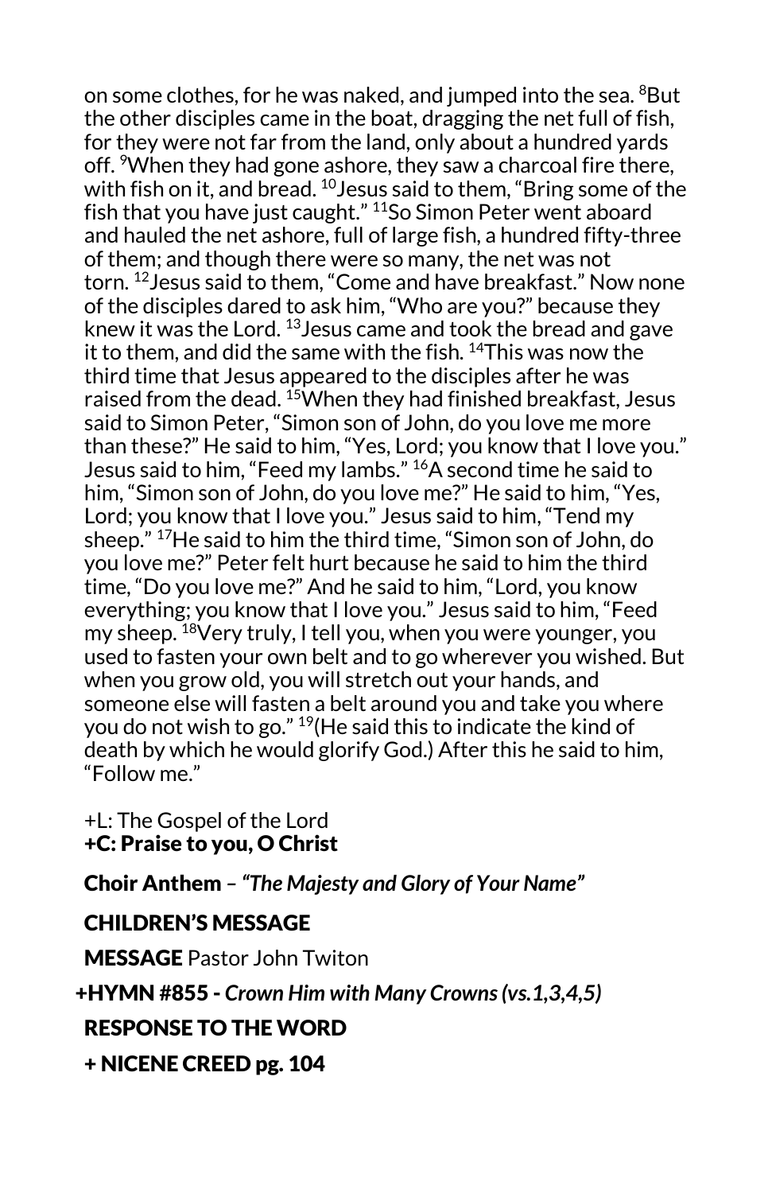on some clothes, for he was naked, and jumped into the sea. [8]But the other disciples came in the boat, dragging the net full of fish, for they were not far from the land, only about a hundred yards off. [9]When they had gone ashore, they saw a charcoal fire there, with fish on it, and bread. [10]Jesus said to them, "Bring some of the fish that you have just caught." [11]So Simon Peter went aboard and hauled the net ashore, full of large fish, a hundred fifty-three of them; and though there were so many, the net was not torn. [12]Jesus said to them, "Come and have breakfast." Now none of the disciples dared to ask him, "Who are you?" because they knew it was the Lord. [13]Jesus came and took the bread and gave it to them, and did the same with the fish. [14]This was now the third time that Jesus appeared to the disciples after he was raised from the dead. [15]When they had finished breakfast, Jesus said to Simon Peter, "Simon son of John, do you love me more than these?" He said to him, "Yes, Lord; you know that I love you." Jesus said to him, "Feed my lambs." [16]A second time he said to him, "Simon son of John, do you love me?" He said to him, "Yes, Lord; you know that I love you." Jesus said to him, "Tend my sheep." [17]He said to him the third time, "Simon son of John, do you love me?" Peter felt hurt because he said to him the third time, "Do you love me?" And he said to him, "Lord, you know everything; you know that I love you." Jesus said to him, "Feed my sheep. [18]Very truly, I tell you, when you were younger, you used to fasten your own belt and to go wherever you wished. But when you grow old, you will stretch out your hands, and someone else will fasten a belt around you and take you where you do not wish to go." [19](He said this to indicate the kind of death by which he would glorify God.) After this he said to him, "Follow me."

+L: The Gospel of the Lord
**+C: Praise to you, O Christ**

**Choir Anthem** – ***"The Majesty and Glory of Your Name"***

**CHILDREN'S MESSAGE**

**MESSAGE** Pastor John Twiton

**+HYMN #855 -** ***Crown Him with Many Crowns (vs.1,3,4,5)***

**RESPONSE TO THE WORD**

**+ NICENE CREED pg. 104**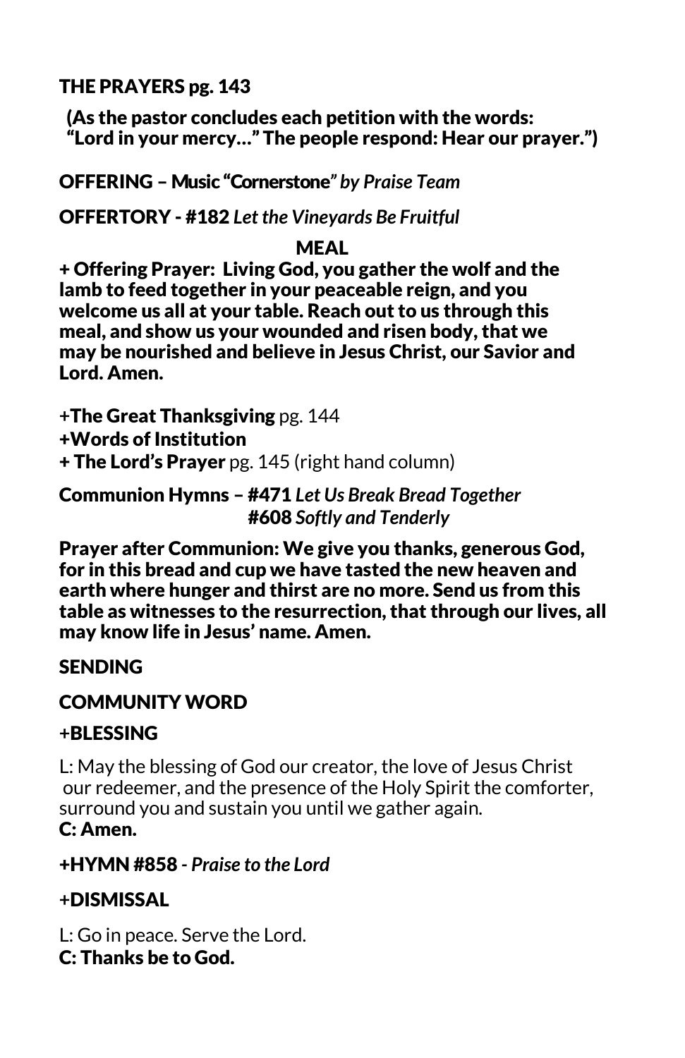**THE PRAYERS pg. 143**

**(As the pastor concludes each petition with the words: "Lord in your mercy…" The people respond: Hear our prayer.")**

**OFFERING – Music "Cornerstone"** ***by Praise Team***

**OFFERTORY - #182** ***Let the Vineyards Be Fruitful***

**MEAL**

**+ Offering Prayer: Living God, you gather the wolf and the lamb to feed together in your peaceable reign, and you welcome us all at your table. Reach out to us through this meal, and show us your wounded and risen body, that we may be nourished and believe in Jesus Christ, our Savior and Lord. Amen.**

**+The Great Thanksgiving** pg. 144

**+Words of Institution**

**+ The Lord's Prayer** pg. 145 (right hand column)

**Communion Hymns – #471** ***Let Us Break Bread Together***
**#608** ***Softly and Tenderly***

**Prayer after Communion: We give you thanks, generous God, for in this bread and cup we have tasted the new heaven and earth where hunger and thirst are no more. Send us from this table as witnesses to the resurrection, that through our lives, all may know life in Jesus' name. Amen.**

**SENDING**

**COMMUNITY WORD**

**+BLESSING**

L: May the blessing of God our creator, the love of Jesus Christ our redeemer, and the presence of the Holy Spirit the comforter, surround you and sustain you until we gather again.
**C: Amen.**

**+HYMN #858** ***- Praise to the Lord***

**+DISMISSAL**

L: Go in peace. Serve the Lord.
**C: Thanks be to God.**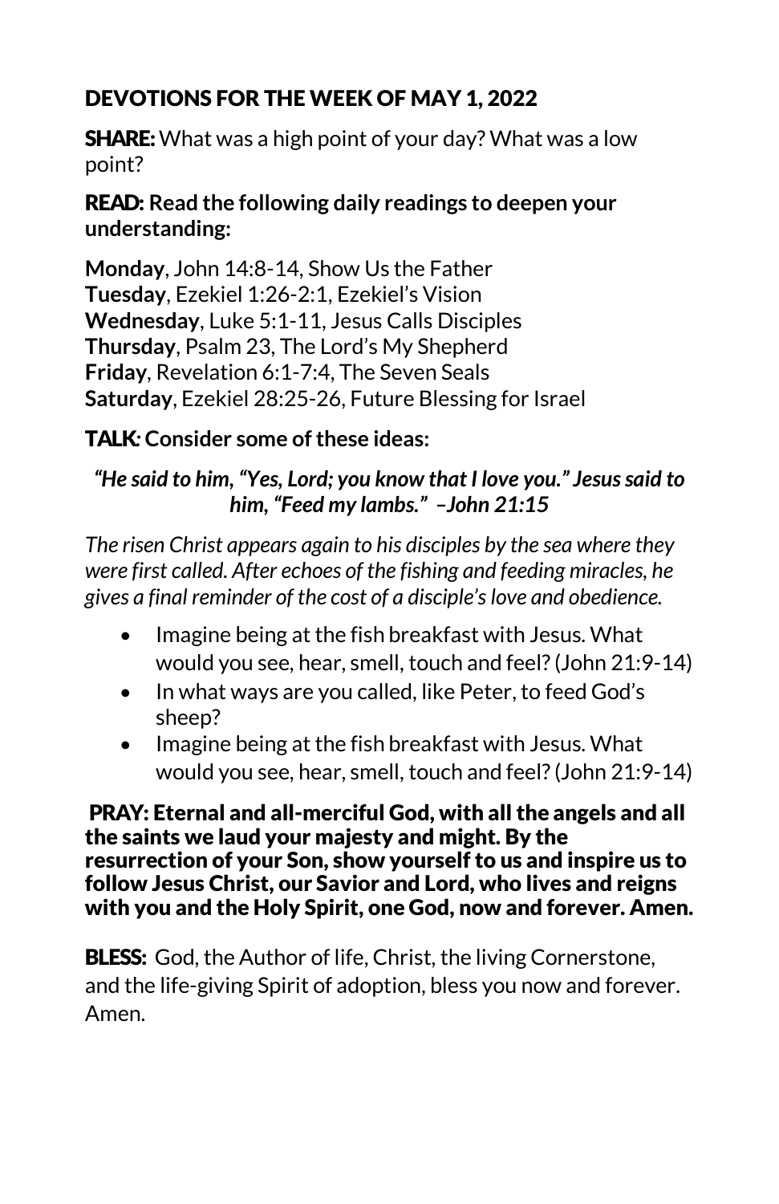## DEVOTIONS FOR THE WEEK OF MAY 1, 2022

**SHARE:** What was a high point of your day? What was a low point?

**READ: Read the following daily readings to deepen your understanding:**

**Monday**, John 14:8-14, Show Us the Father
**Tuesday**, Ezekiel 1:26-2:1, Ezekiel's Vision
**Wednesday**, Luke 5:1-11, Jesus Calls Disciples
**Thursday**, Psalm 23, The Lord's My Shepherd
**Friday**, Revelation 6:1-7:4, The Seven Seals
**Saturday**, Ezekiel 28:25-26, Future Blessing for Israel

**TALK: Consider some of these ideas:**

***"He said to him, "Yes, Lord; you know that I love you." Jesus said to him, "Feed my lambs." –John 21:15***

*The risen Christ appears again to his disciples by the sea where they were first called. After echoes of the fishing and feeding miracles, he gives a final reminder of the cost of a disciple's love and obedience.*

- Imagine being at the fish breakfast with Jesus. What would you see, hear, smell, touch and feel? (John 21:9-14)
- In what ways are you called, like Peter, to feed God's sheep?
- Imagine being at the fish breakfast with Jesus. What would you see, hear, smell, touch and feel? (John 21:9-14)

**PRAY: Eternal and all-merciful God, with all the angels and all the saints we laud your majesty and might. By the resurrection of your Son, show yourself to us and inspire us to follow Jesus Christ, our Savior and Lord, who lives and reigns with you and the Holy Spirit, one God, now and forever. Amen.**

**BLESS:** God, the Author of life, Christ, the living Cornerstone, and the life-giving Spirit of adoption, bless you now and forever. Amen.